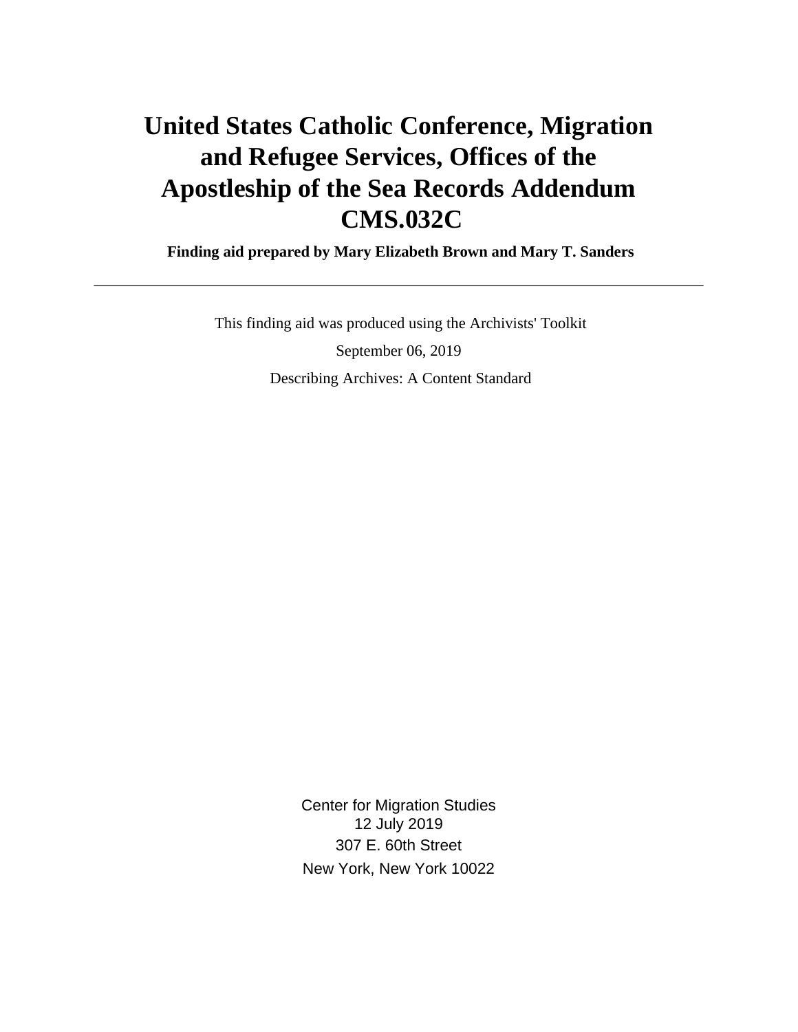# United States Catholic Conference, Migration and Refugee Services, Offices of the Apostleship of the Sea Records Addendum CMS.032C

**Finding aid prepared by Mary Elizabeth Brown and Mary T. Sanders**

---

This finding aid was produced using the Archivists' Toolkit

September 06, 2019

Describing Archives: A Content Standard

Center for Migration Studies
12 July 2019
307 E. 60th Street
New York, New York 10022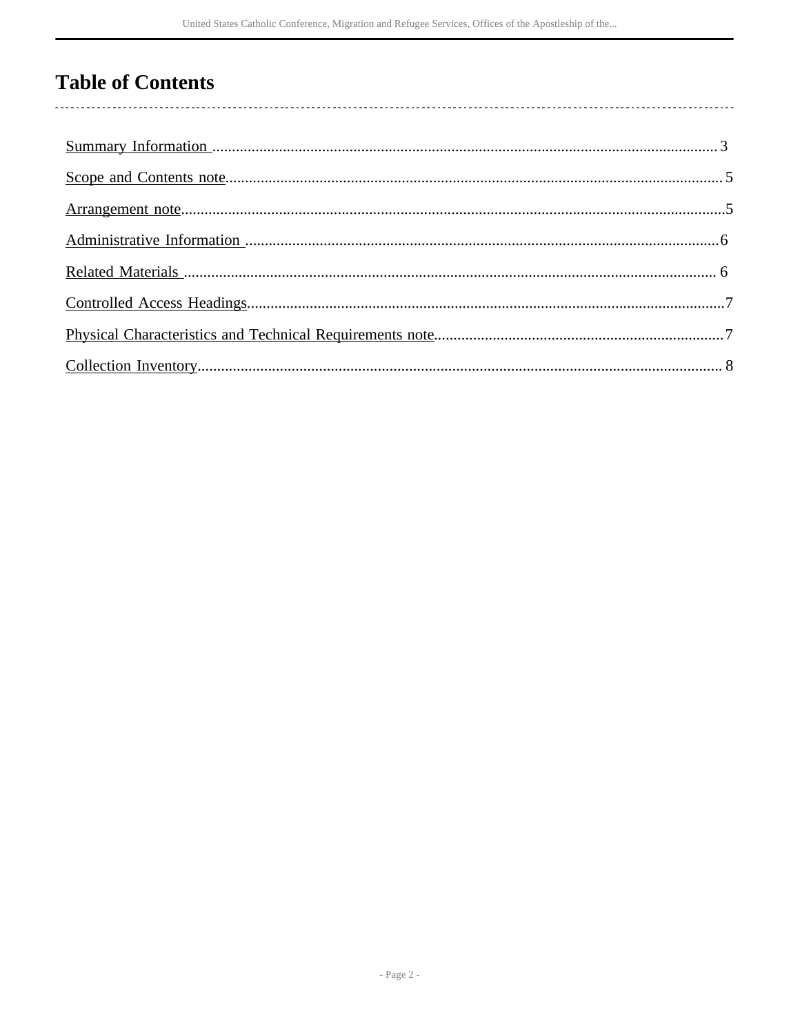# Table of Contents

Summary Information .......... 3

Scope and Contents note .......... 5

Arrangement note .......... 5

Administrative Information .......... 6

Related Materials .......... 6

Controlled Access Headings .......... 7

Physical Characteristics and Technical Requirements note .......... 7

Collection Inventory .......... 8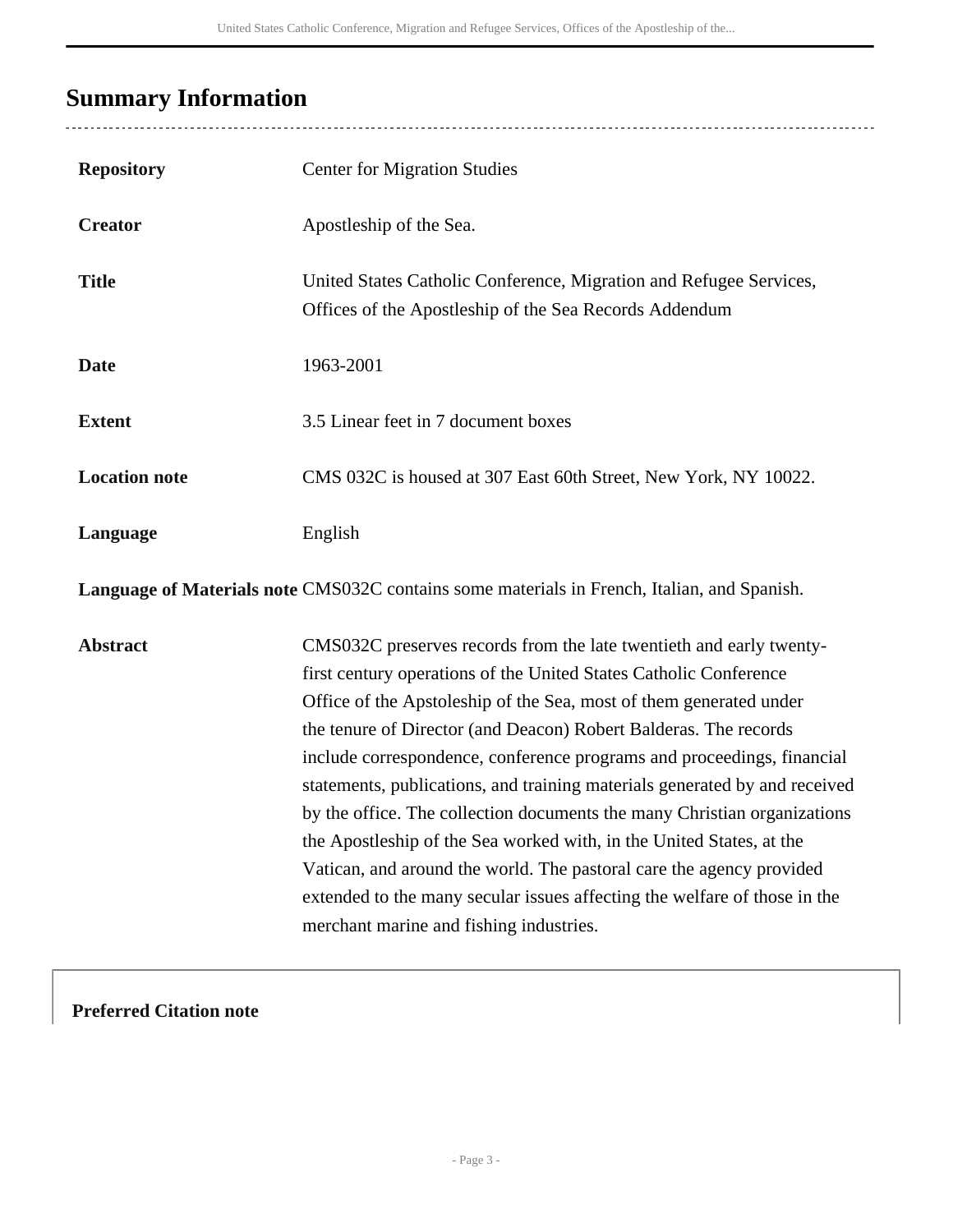## Summary Information

| | |
|---|---|
| **Repository** | Center for Migration Studies |
| **Creator** | Apostleship of the Sea. |
| **Title** | United States Catholic Conference, Migration and Refugee Services, Offices of the Apostleship of the Sea Records Addendum |
| **Date** | 1963-2001 |
| **Extent** | 3.5 Linear feet in 7 document boxes |
| **Location note** | CMS 032C is housed at 307 East 60th Street, New York, NY 10022. |
| **Language** | English |
| **Language of Materials note** | CMS032C contains some materials in French, Italian, and Spanish. |
| **Abstract** | CMS032C preserves records from the late twentieth and early twenty-first century operations of the United States Catholic Conference Office of the Apstoleship of the Sea, most of them generated under the tenure of Director (and Deacon) Robert Balderas. The records include correspondence, conference programs and proceedings, financial statements, publications, and training materials generated by and received by the office. The collection documents the many Christian organizations the Apostleship of the Sea worked with, in the United States, at the Vatican, and around the world. The pastoral care the agency provided extended to the many secular issues affecting the welfare of those in the merchant marine and fishing industries. |

**Preferred Citation note**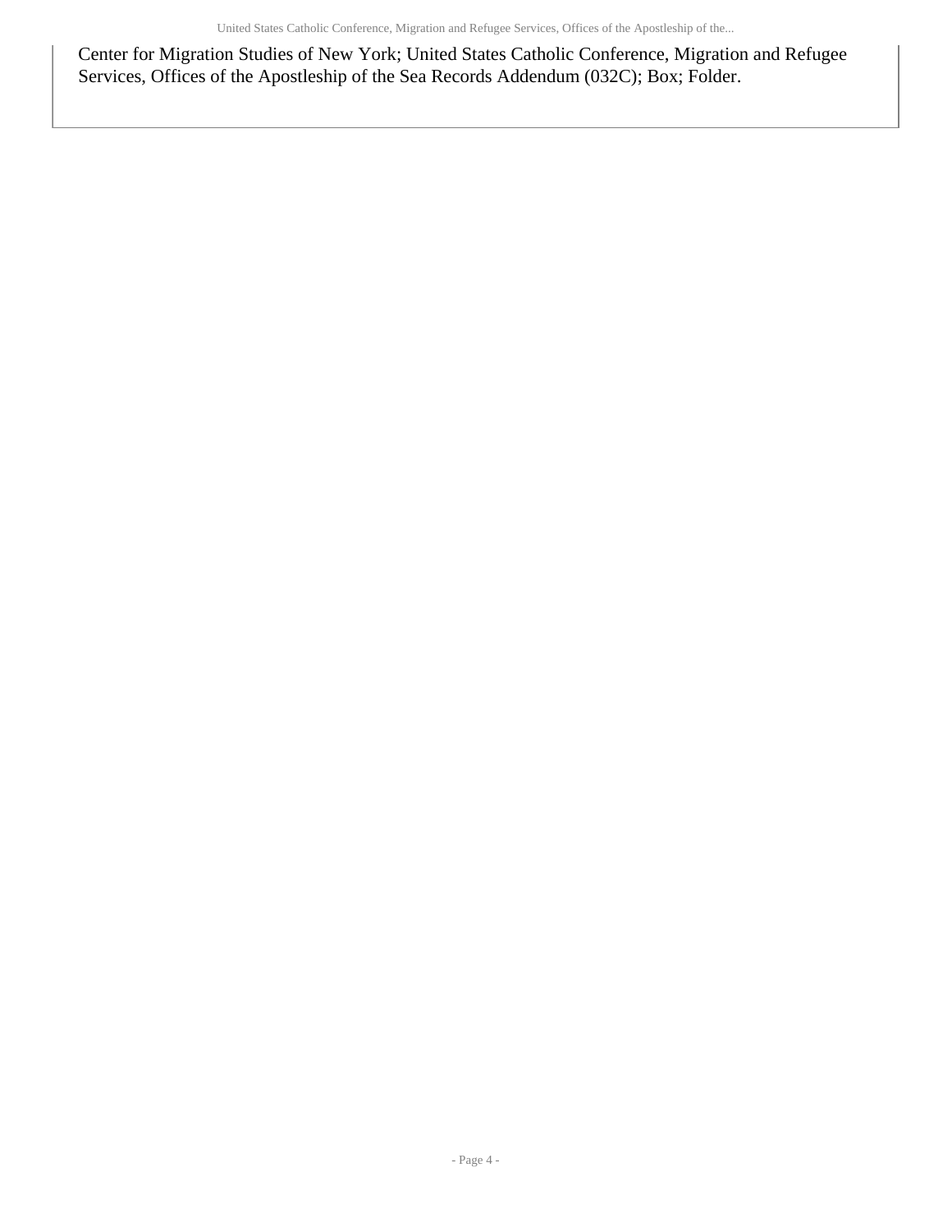Center for Migration Studies of New York; United States Catholic Conference, Migration and Refugee Services, Offices of the Apostleship of the Sea Records Addendum (032C); Box; Folder.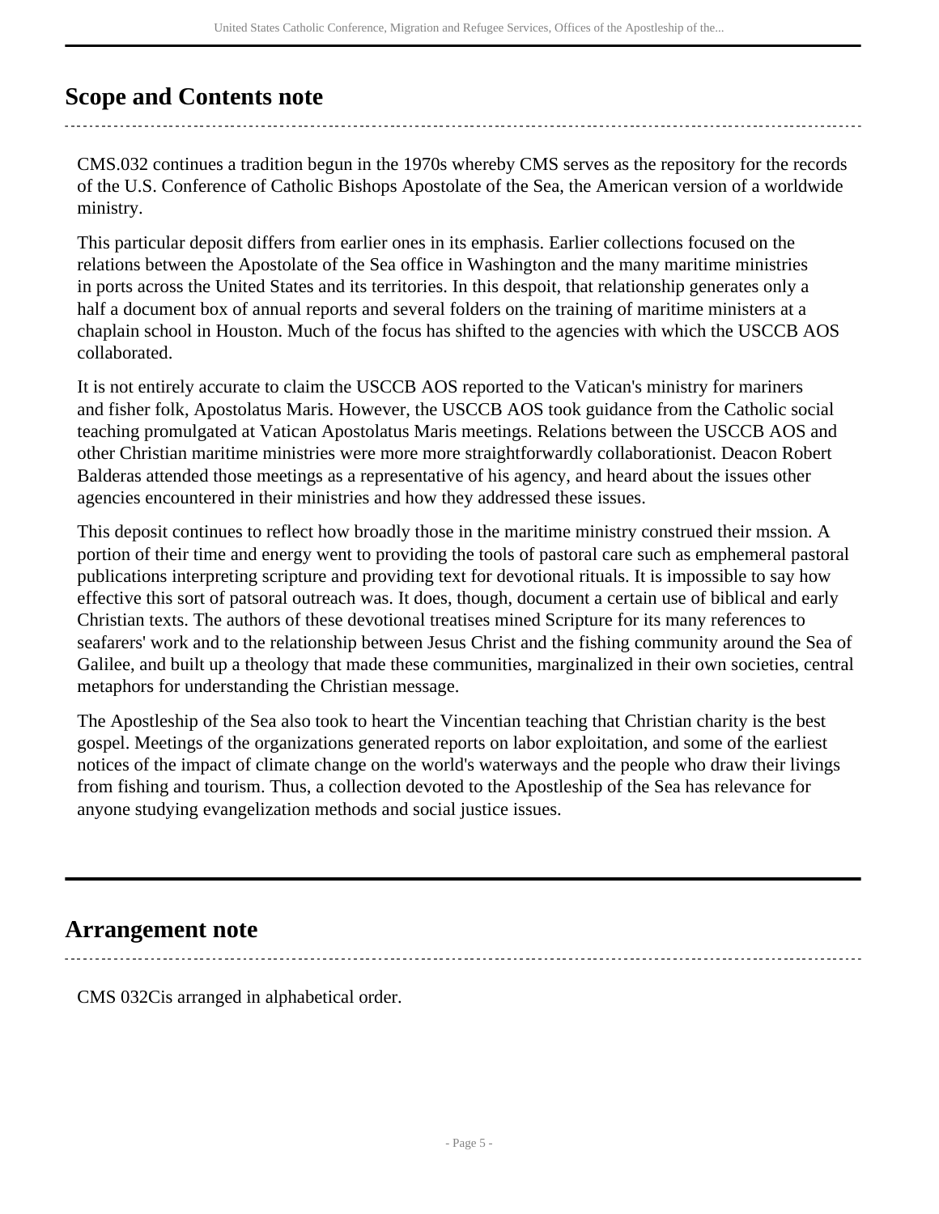## Scope and Contents note

CMS.032 continues a tradition begun in the 1970s whereby CMS serves as the repository for the records of the U.S. Conference of Catholic Bishops Apostolate of the Sea, the American version of a worldwide ministry.

This particular deposit differs from earlier ones in its emphasis. Earlier collections focused on the relations between the Apostolate of the Sea office in Washington and the many maritime ministries in ports across the United States and its territories. In this despoit, that relationship generates only a half a document box of annual reports and several folders on the training of maritime ministers at a chaplain school in Houston. Much of the focus has shifted to the agencies with which the USCCB AOS collaborated.

It is not entirely accurate to claim the USCCB AOS reported to the Vatican's ministry for mariners and fisher folk, Apostolatus Maris. However, the USCCB AOS took guidance from the Catholic social teaching promulgated at Vatican Apostolatus Maris meetings. Relations between the USCCB AOS and other Christian maritime ministries were more more straightforwardly collaborationist. Deacon Robert Balderas attended those meetings as a representative of his agency, and heard about the issues other agencies encountered in their ministries and how they addressed these issues.

This deposit continues to reflect how broadly those in the maritime ministry construed their mssion. A portion of their time and energy went to providing the tools of pastoral care such as emphemeral pastoral publications interpreting scripture and providing text for devotional rituals. It is impossible to say how effective this sort of patsoral outreach was. It does, though, document a certain use of biblical and early Christian texts. The authors of these devotional treatises mined Scripture for its many references to seafarers' work and to the relationship between Jesus Christ and the fishing community around the Sea of Galilee, and built up a theology that made these communities, marginalized in their own societies, central metaphors for understanding the Christian message.

The Apostleship of the Sea also took to heart the Vincentian teaching that Christian charity is the best gospel. Meetings of the organizations generated reports on labor exploitation, and some of the earliest notices of the impact of climate change on the world's waterways and the people who draw their livings from fishing and tourism. Thus, a collection devoted to the Apostleship of the Sea has relevance for anyone studying evangelization methods and social justice issues.

## Arrangement note

CMS 032Cis arranged in alphabetical order.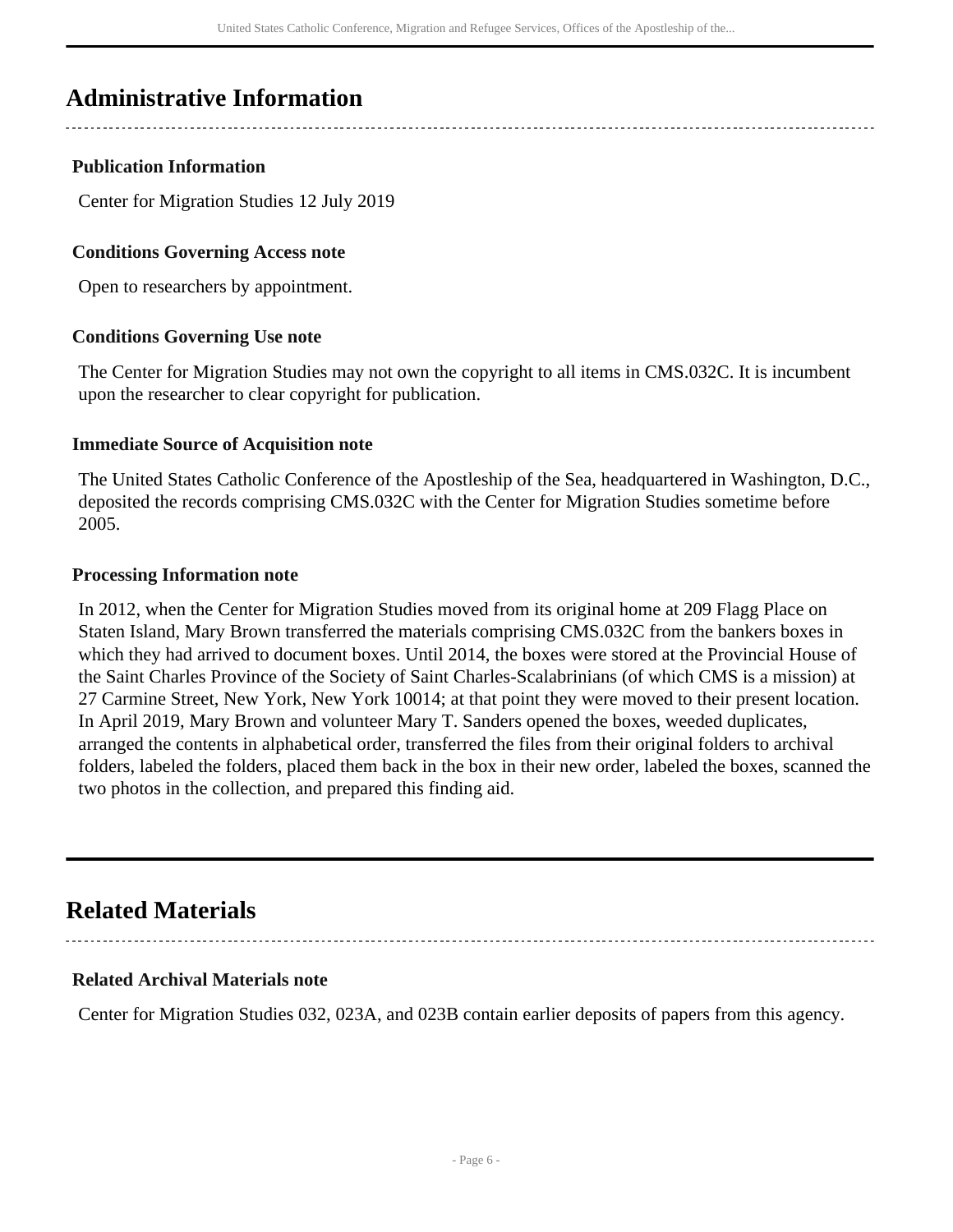## Administrative Information

### Publication Information

Center for Migration Studies 12 July 2019

### Conditions Governing Access note

Open to researchers by appointment.

### Conditions Governing Use note

The Center for Migration Studies may not own the copyright to all items in CMS.032C. It is incumbent upon the researcher to clear copyright for publication.

### Immediate Source of Acquisition note

The United States Catholic Conference of the Apostleship of the Sea, headquartered in Washington, D.C., deposited the records comprising CMS.032C with the Center for Migration Studies sometime before 2005.

### Processing Information note

In 2012, when the Center for Migration Studies moved from its original home at 209 Flagg Place on Staten Island, Mary Brown transferred the materials comprising CMS.032C from the bankers boxes in which they had arrived to document boxes. Until 2014, the boxes were stored at the Provincial House of the Saint Charles Province of the Society of Saint Charles-Scalabrinians (of which CMS is a mission) at 27 Carmine Street, New York, New York 10014; at that point they were moved to their present location. In April 2019, Mary Brown and volunteer Mary T. Sanders opened the boxes, weeded duplicates, arranged the contents in alphabetical order, transferred the files from their original folders to archival folders, labeled the folders, placed them back in the box in their new order, labeled the boxes, scanned the two photos in the collection, and prepared this finding aid.

## Related Materials

### Related Archival Materials note

Center for Migration Studies 032, 023A, and 023B contain earlier deposits of papers from this agency.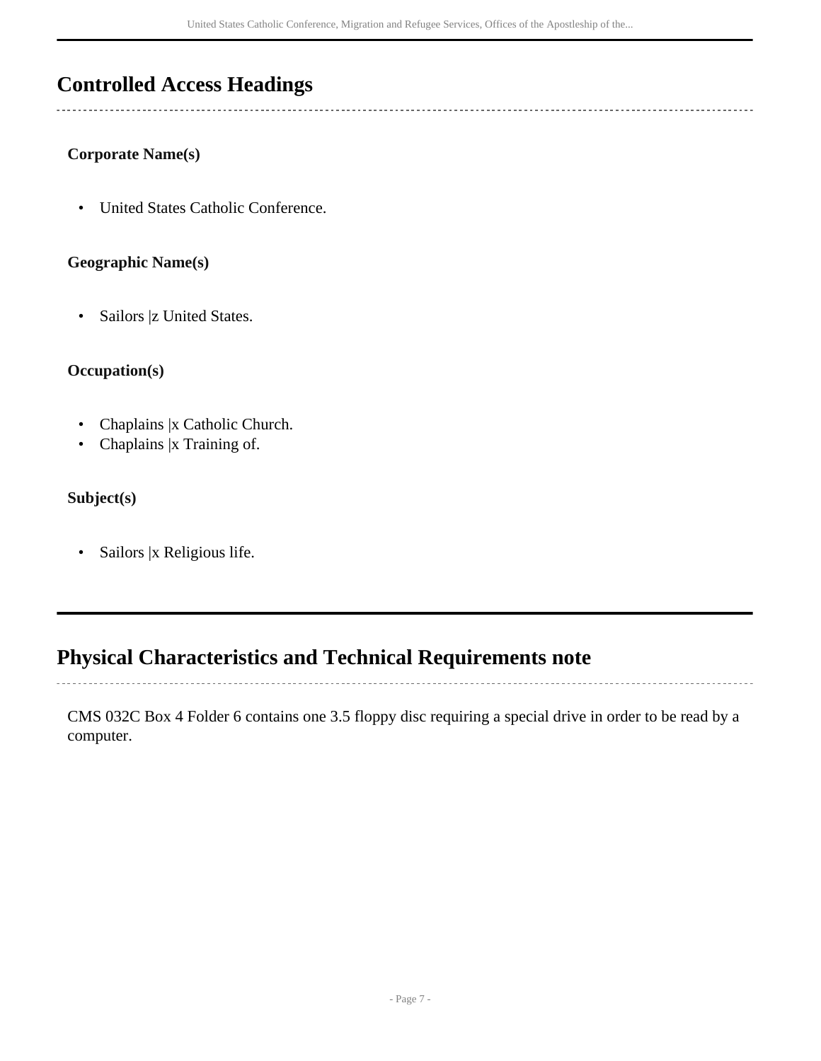## Controlled Access Headings

**Corporate Name(s)**

- United States Catholic Conference.

**Geographic Name(s)**

- Sailors |z United States.

**Occupation(s)**

- Chaplains |x Catholic Church.
- Chaplains |x Training of.

**Subject(s)**

- Sailors |x Religious life.

## Physical Characteristics and Technical Requirements note

CMS 032C Box 4 Folder 6 contains one 3.5 floppy disc requiring a special drive in order to be read by a computer.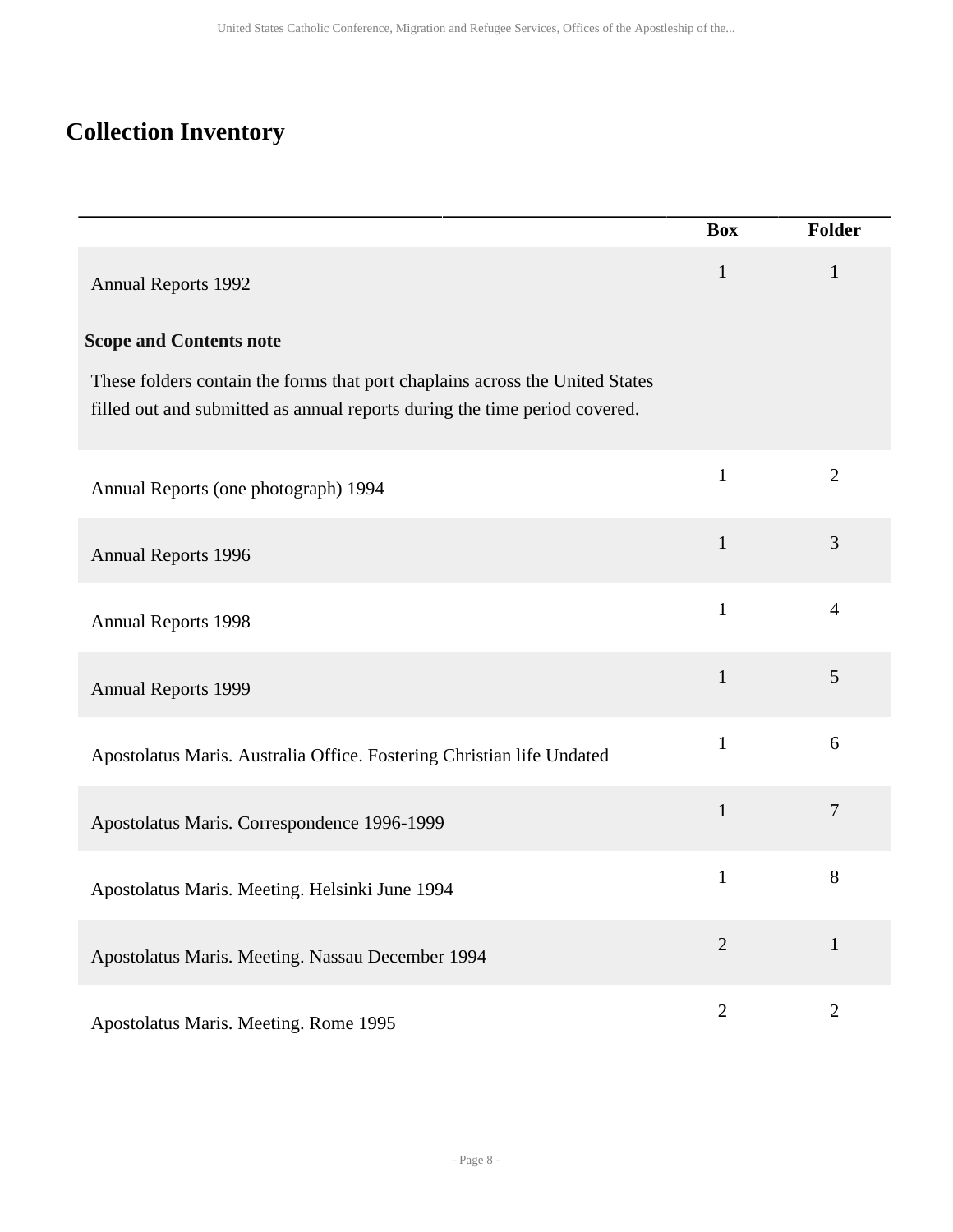## Collection Inventory

| | Box | Folder |
|---|---|---|
| Annual Reports 1992<br><br>**Scope and Contents note**<br><br>These folders contain the forms that port chaplains across the United States filled out and submitted as annual reports during the time period covered. | 1 | 1 |
| Annual Reports (one photograph) 1994 | 1 | 2 |
| Annual Reports 1996 | 1 | 3 |
| Annual Reports 1998 | 1 | 4 |
| Annual Reports 1999 | 1 | 5 |
| Apostolatus Maris. Australia Office. Fostering Christian life Undated | 1 | 6 |
| Apostolatus Maris. Correspondence 1996-1999 | 1 | 7 |
| Apostolatus Maris. Meeting. Helsinki June 1994 | 1 | 8 |
| Apostolatus Maris. Meeting. Nassau December 1994 | 2 | 1 |
| Apostolatus Maris. Meeting. Rome 1995 | 2 | 2 |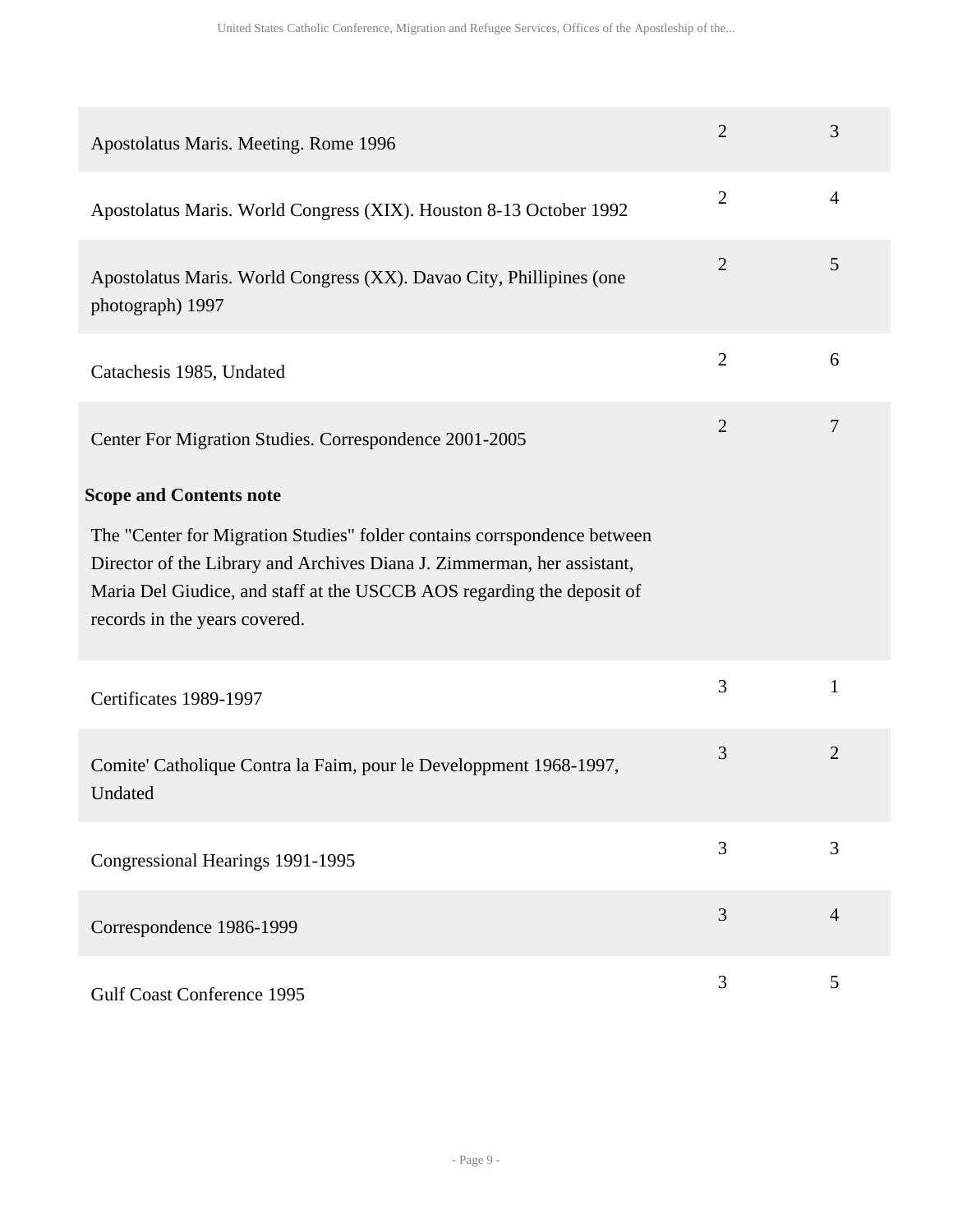| | | |
|---|---|---|
| Apostolatus Maris. Meeting. Rome 1996 | 2 | 3 |
| Apostolatus Maris. World Congress (XIX). Houston 8-13 October 1992 | 2 | 4 |
| Apostolatus Maris. World Congress (XX). Davao City, Phillipines (one photograph) 1997 | 2 | 5 |
| Catachesis 1985, Undated | 2 | 6 |
| Center For Migration Studies. Correspondence 2001-2005 | 2 | 7 |

**Scope and Contents note**

The "Center for Migration Studies" folder contains corrspondence between Director of the Library and Archives Diana J. Zimmerman, her assistant, Maria Del Giudice, and staff at the USCCB AOS regarding the deposit of records in the years covered.

| | | |
|---|---|---|
| Certificates 1989-1997 | 3 | 1 |
| Comite' Catholique Contra la Faim, pour le Developpment 1968-1997, Undated | 3 | 2 |
| Congressional Hearings 1991-1995 | 3 | 3 |
| Correspondence 1986-1999 | 3 | 4 |
| Gulf Coast Conference 1995 | 3 | 5 |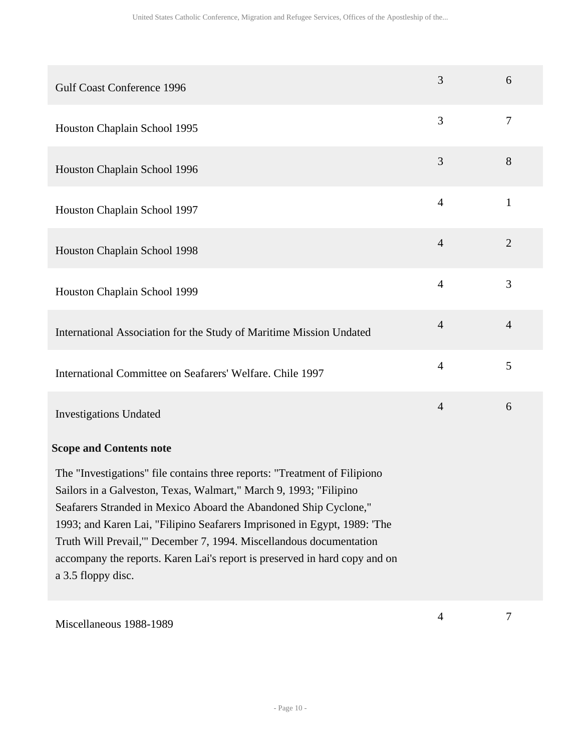| | | |
|---|---|---|
| Gulf Coast Conference 1996 | 3 | 6 |
| Houston Chaplain School 1995 | 3 | 7 |
| Houston Chaplain School 1996 | 3 | 8 |
| Houston Chaplain School 1997 | 4 | 1 |
| Houston Chaplain School 1998 | 4 | 2 |
| Houston Chaplain School 1999 | 4 | 3 |
| International Association for the Study of Maritime Mission Undated | 4 | 4 |
| International Committee on Seafarers' Welfare. Chile 1997 | 4 | 5 |
| Investigations Undated | 4 | 6 |

**Scope and Contents note**

The "Investigations" file contains three reports: "Treatment of Filipiono Sailors in a Galveston, Texas, Walmart," March 9, 1993; "Filipino Seafarers Stranded in Mexico Aboard the Abandoned Ship Cyclone," 1993; and Karen Lai, "Filipino Seafarers Imprisoned in Egypt, 1989: 'The Truth Will Prevail,'" December 7, 1994. Miscellandous documentation accompany the reports. Karen Lai's report is preserved in hard copy and on a 3.5 floppy disc.

| | | |
|---|---|---|
| Miscellaneous 1988-1989 | 4 | 7 |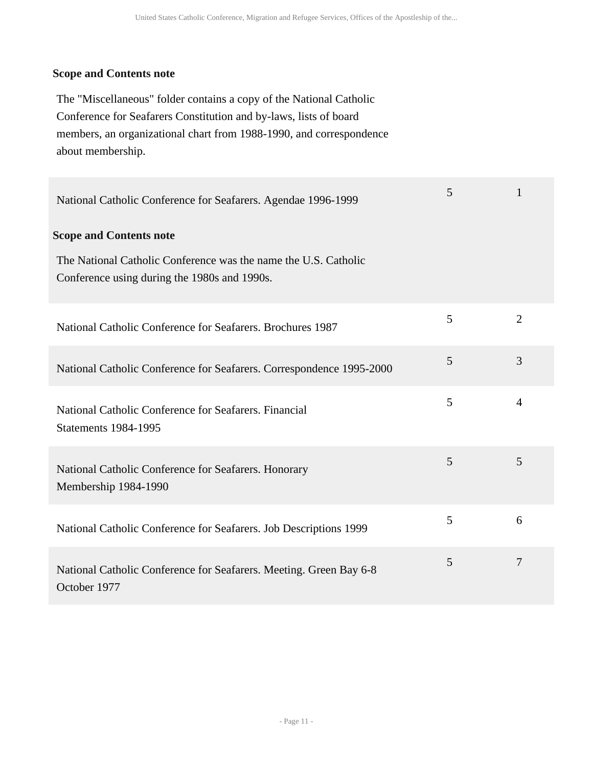**Scope and Contents note**

The "Miscellaneous" folder contains a copy of the National Catholic Conference for Seafarers Constitution and by-laws, lists of board members, an organizational chart from 1988-1990, and correspondence about membership.

| | | |
|---|---|---|
| National Catholic Conference for Seafarers. Agendae 1996-1999<br><br>**Scope and Contents note**<br><br>The National Catholic Conference was the name the U.S. Catholic Conference using during the 1980s and 1990s. | 5 | 1 |
| National Catholic Conference for Seafarers. Brochures 1987 | 5 | 2 |
| National Catholic Conference for Seafarers. Correspondence 1995-2000 | 5 | 3 |
| National Catholic Conference for Seafarers. Financial Statements 1984-1995 | 5 | 4 |
| National Catholic Conference for Seafarers. Honorary Membership 1984-1990 | 5 | 5 |
| National Catholic Conference for Seafarers. Job Descriptions 1999 | 5 | 6 |
| National Catholic Conference for Seafarers. Meeting. Green Bay 6-8 October 1977 | 5 | 7 |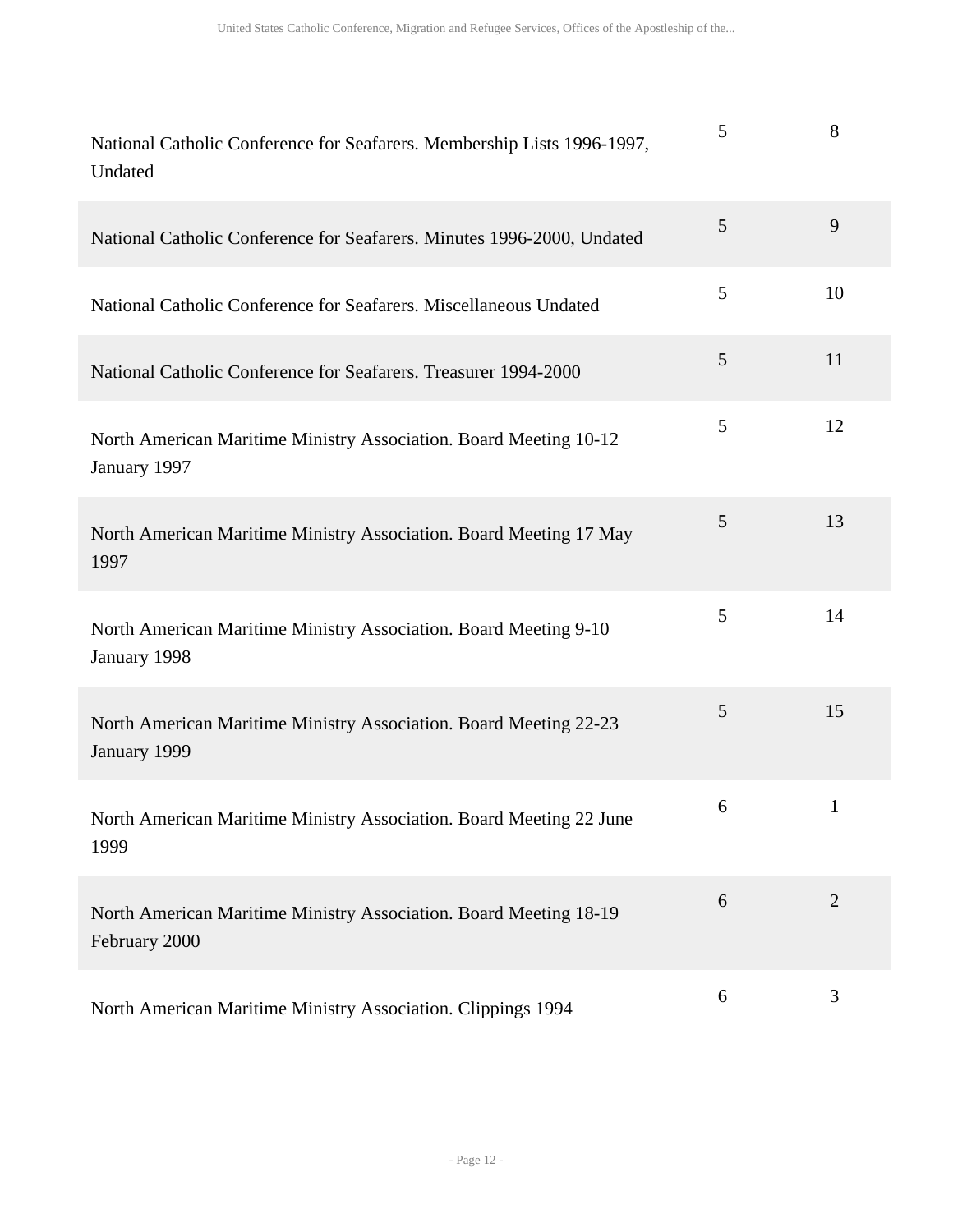| | | |
|---|---|---|
| National Catholic Conference for Seafarers. Membership Lists 1996-1997, Undated | 5 | 8 |
| National Catholic Conference for Seafarers. Minutes 1996-2000, Undated | 5 | 9 |
| National Catholic Conference for Seafarers. Miscellaneous Undated | 5 | 10 |
| National Catholic Conference for Seafarers. Treasurer 1994-2000 | 5 | 11 |
| North American Maritime Ministry Association. Board Meeting 10-12 January 1997 | 5 | 12 |
| North American Maritime Ministry Association. Board Meeting 17 May 1997 | 5 | 13 |
| North American Maritime Ministry Association. Board Meeting 9-10 January 1998 | 5 | 14 |
| North American Maritime Ministry Association. Board Meeting 22-23 January 1999 | 5 | 15 |
| North American Maritime Ministry Association. Board Meeting 22 June 1999 | 6 | 1 |
| North American Maritime Ministry Association. Board Meeting 18-19 February 2000 | 6 | 2 |
| North American Maritime Ministry Association. Clippings 1994 | 6 | 3 |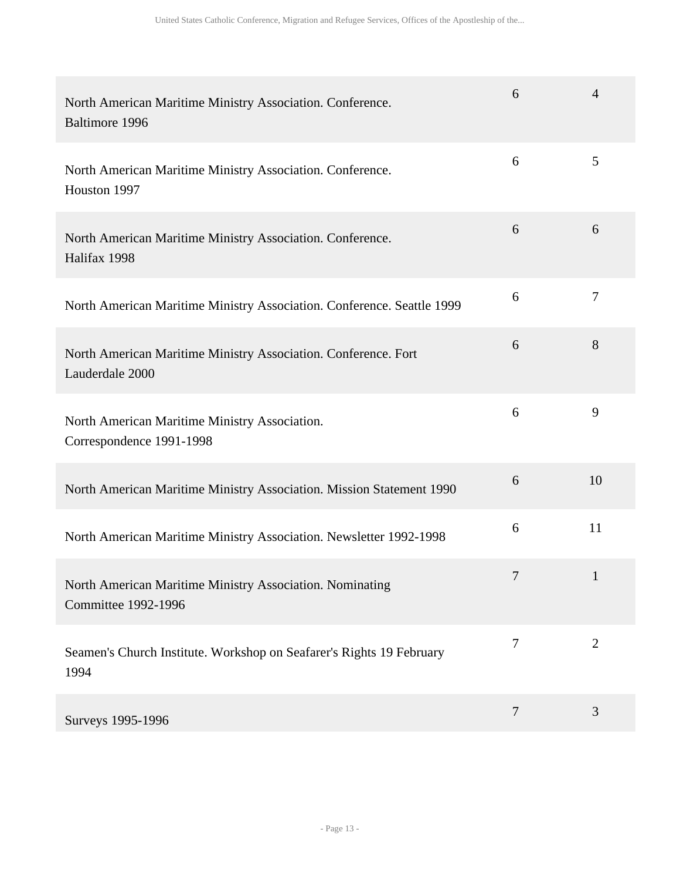| | | |
|---|---|---|
| North American Maritime Ministry Association. Conference. Baltimore 1996 | 6 | 4 |
| North American Maritime Ministry Association. Conference. Houston 1997 | 6 | 5 |
| North American Maritime Ministry Association. Conference. Halifax 1998 | 6 | 6 |
| North American Maritime Ministry Association. Conference. Seattle 1999 | 6 | 7 |
| North American Maritime Ministry Association. Conference. Fort Lauderdale 2000 | 6 | 8 |
| North American Maritime Ministry Association. Correspondence 1991-1998 | 6 | 9 |
| North American Maritime Ministry Association. Mission Statement 1990 | 6 | 10 |
| North American Maritime Ministry Association. Newsletter 1992-1998 | 6 | 11 |
| North American Maritime Ministry Association. Nominating Committee 1992-1996 | 7 | 1 |
| Seamen's Church Institute. Workshop on Seafarer's Rights 19 February 1994 | 7 | 2 |
| Surveys 1995-1996 | 7 | 3 |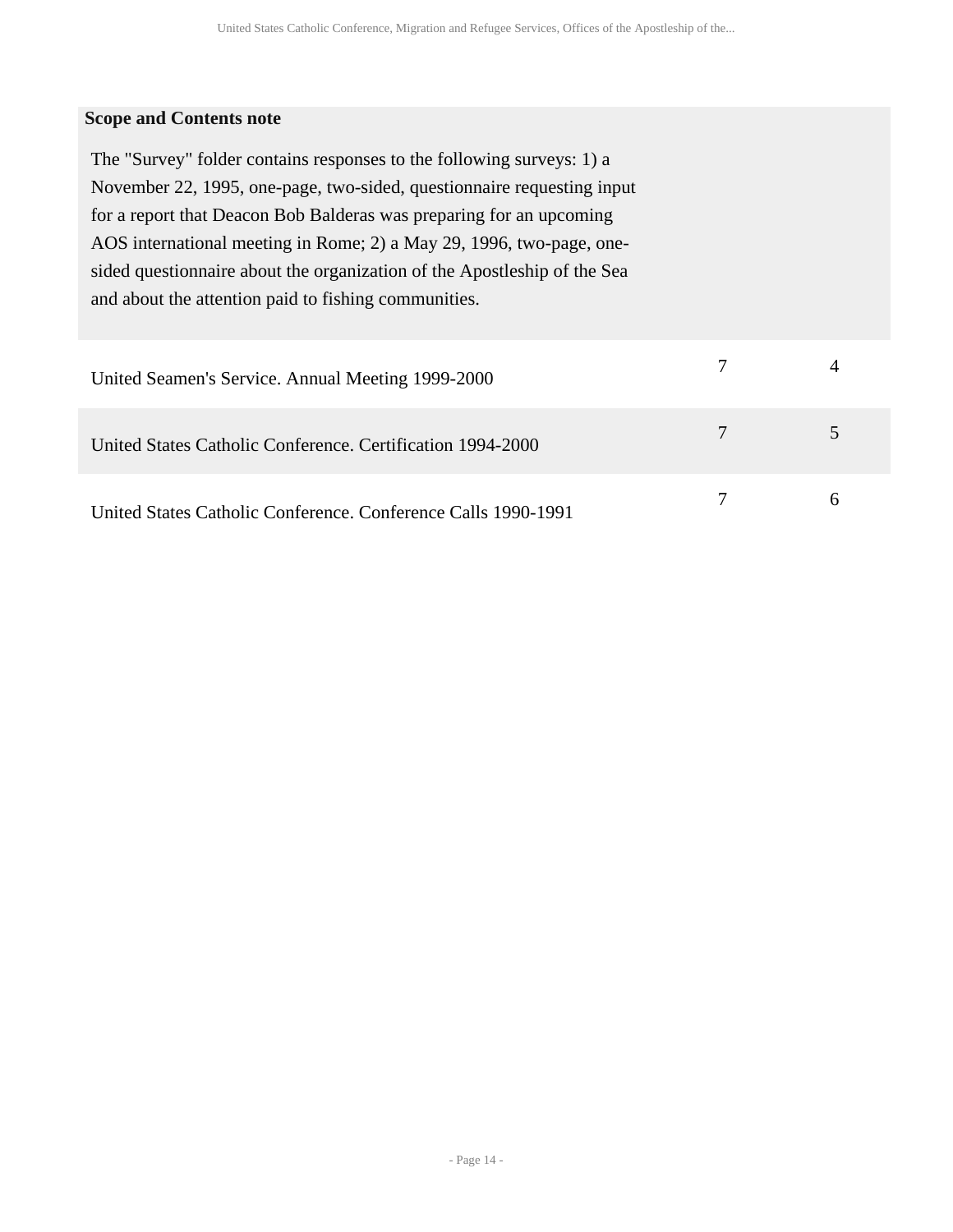**Scope and Contents note**

The "Survey" folder contains responses to the following surveys: 1) a November 22, 1995, one-page, two-sided, questionnaire requesting input for a report that Deacon Bob Balderas was preparing for an upcoming AOS international meeting in Rome; 2) a May 29, 1996, two-page, one-sided questionnaire about the organization of the Apostleship of the Sea and about the attention paid to fishing communities.

| | | |
|---|---|---|
| United Seamen's Service. Annual Meeting 1999-2000 | 7 | 4 |
| United States Catholic Conference. Certification 1994-2000 | 7 | 5 |
| United States Catholic Conference. Conference Calls 1990-1991 | 7 | 6 |